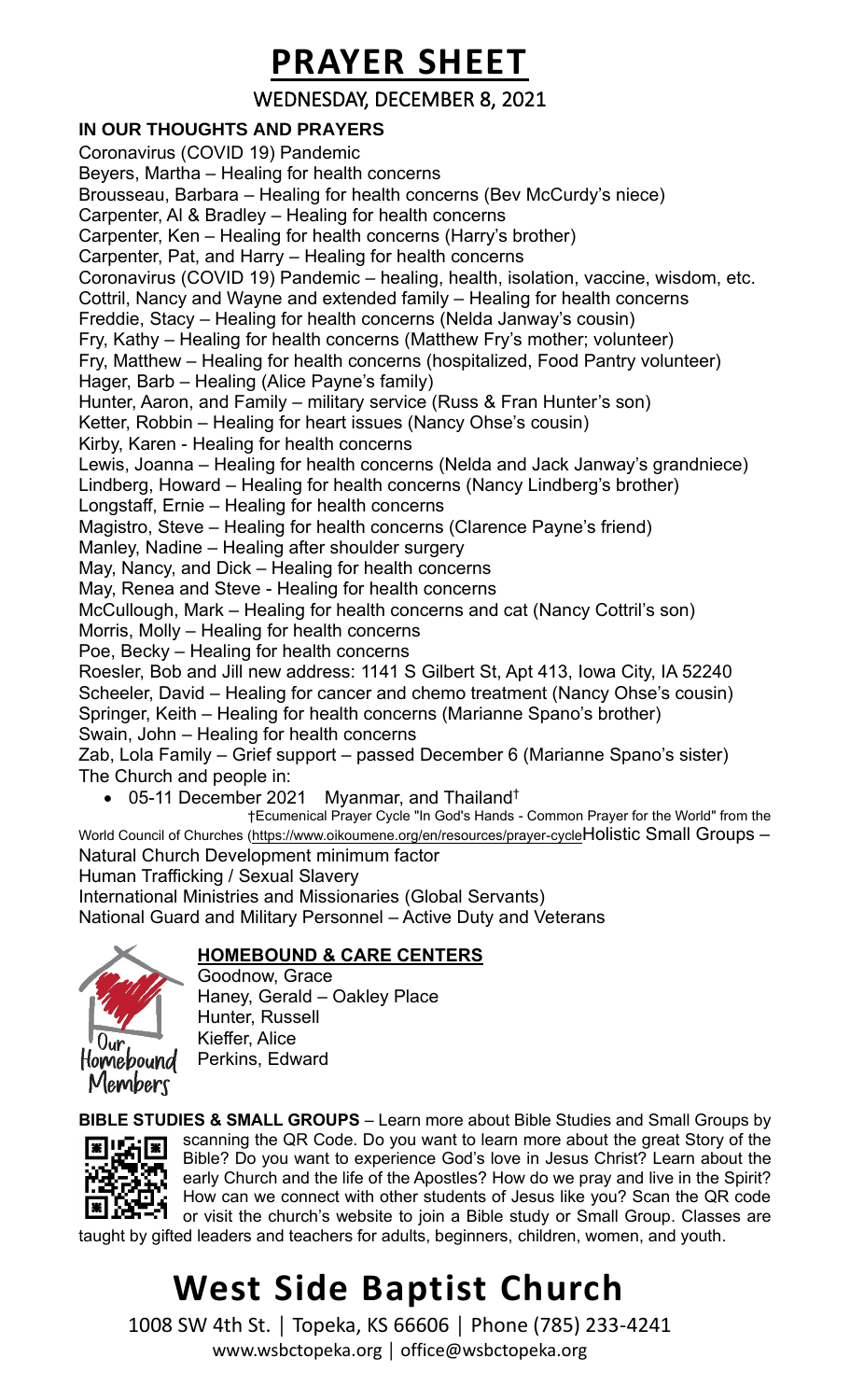# PRAYER SHEET

WEDNESDAY, DECEMBER 8, 2021

**IN OUR THOUGHTS AND PRAYERS**

Coronavirus (COVID 19) Pandemic
Beyers, Martha – Healing for health concerns
Brousseau, Barbara – Healing for health concerns (Bev McCurdy's niece)
Carpenter, Al & Bradley – Healing for health concerns
Carpenter, Ken – Healing for health concerns (Harry's brother)
Carpenter, Pat, and Harry – Healing for health concerns
Coronavirus (COVID 19) Pandemic – healing, health, isolation, vaccine, wisdom, etc.
Cottril, Nancy and Wayne and extended family – Healing for health concerns
Freddie, Stacy – Healing for health concerns (Nelda Janway's cousin)
Fry, Kathy – Healing for health concerns (Matthew Fry's mother; volunteer)
Fry, Matthew – Healing for health concerns (hospitalized, Food Pantry volunteer)
Hager, Barb – Healing (Alice Payne's family)
Hunter, Aaron, and Family – military service (Russ & Fran Hunter's son)
Ketter, Robbin – Healing for heart issues (Nancy Ohse's cousin)
Kirby, Karen - Healing for health concerns
Lewis, Joanna – Healing for health concerns (Nelda and Jack Janway's grandniece)
Lindberg, Howard – Healing for health concerns (Nancy Lindberg's brother)
Longstaff, Ernie – Healing for health concerns
Magistro, Steve – Healing for health concerns (Clarence Payne's friend)
Manley, Nadine – Healing after shoulder surgery
May, Nancy, and Dick – Healing for health concerns
May, Renea and Steve - Healing for health concerns
McCullough, Mark – Healing for health concerns and cat (Nancy Cottril's son)
Morris, Molly – Healing for health concerns
Poe, Becky – Healing for health concerns
Roesler, Bob and Jill new address: 1141 S Gilbert St, Apt 413, Iowa City, IA 52240
Scheeler, David – Healing for cancer and chemo treatment (Nancy Ohse's cousin)
Springer, Keith – Healing for health concerns (Marianne Spano's brother)
Swain, John – Healing for health concerns
Zab, Lola Family – Grief support – passed December 6 (Marianne Spano's sister)
The Church and people in:

- 05-11 December 2021 Myanmar, and Thailand†

†Ecumenical Prayer Cycle "In God's Hands - Common Prayer for the World" from the World Council of Churches (https://www.oikoumene.org/en/resources/prayer-cycle

Holistic Small Groups – Natural Church Development minimum factor
Human Trafficking / Sexual Slavery
International Ministries and Missionaries (Global Servants)
National Guard and Military Personnel – Active Duty and Veterans

Our Homebound Members

**HOMEBOUND & CARE CENTERS**

Goodnow, Grace
Haney, Gerald – Oakley Place
Hunter, Russell
Kieffer, Alice
Perkins, Edward

**BIBLE STUDIES & SMALL GROUPS** – Learn more about Bible Studies and Small Groups by scanning the QR Code. Do you want to learn more about the great Story of the Bible? Do you want to experience God's love in Jesus Christ? Learn about the early Church and the life of the Apostles? How do we pray and live in the Spirit? How can we connect with other students of Jesus like you? Scan the QR code or visit the church's website to join a Bible study or Small Group. Classes are taught by gifted leaders and teachers for adults, beginners, children, women, and youth.

# West Side Baptist Church

1008 SW 4th St. | Topeka, KS 66606 | Phone (785) 233-4241
www.wsbctopeka.org | office@wsbctopeka.org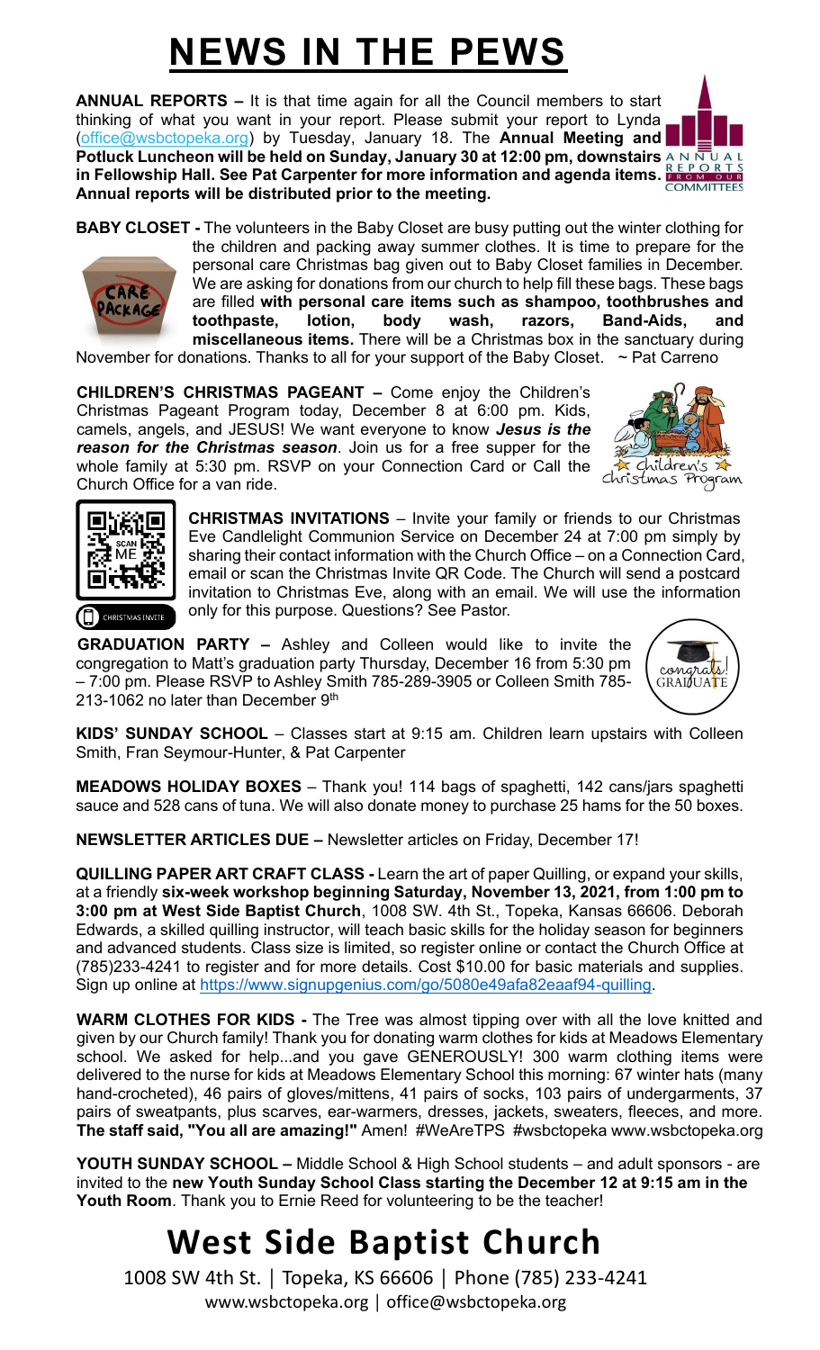# NEWS IN THE PEWS

**ANNUAL REPORTS –** It is that time again for all the Council members to start thinking of what you want in your report. Please submit your report to Lynda (office@wsbctopeka.org) by Tuesday, January 18. The **Annual Meeting and Potluck Luncheon will be held on Sunday, January 30 at 12:00 pm, downstairs in Fellowship Hall. See Pat Carpenter for more information and agenda items. Annual reports will be distributed prior to the meeting.**

ANNUAL REPORTS FROM OUR COMMITTEES

**BABY CLOSET -** The volunteers in the Baby Closet are busy putting out the winter clothing for the children and packing away summer clothes. It is time to prepare for the personal care Christmas bag given out to Baby Closet families in December. We are asking for donations from our church to help fill these bags. These bags are filled **with personal care items such as shampoo, toothbrushes and toothpaste, lotion, body wash, razors, Band-Aids, and miscellaneous items.** There will be a Christmas box in the sanctuary during November for donations. Thanks to all for your support of the Baby Closet. ~ Pat Carreno

**CHILDREN'S CHRISTMAS PAGEANT –** Come enjoy the Children's Christmas Pageant Program today, December 8 at 6:00 pm. Kids, camels, angels, and JESUS! We want everyone to know ***Jesus is the reason for the Christmas season***. Join us for a free supper for the whole family at 5:30 pm. RSVP on your Connection Card or Call the Church Office for a van ride.

**CHRISTMAS INVITATIONS** – Invite your family or friends to our Christmas Eve Candlelight Communion Service on December 24 at 7:00 pm simply by sharing their contact information with the Church Office – on a Connection Card, email or scan the Christmas Invite QR Code. The Church will send a postcard invitation to Christmas Eve, along with an email. We will use the information only for this purpose. Questions? See Pastor.

**GRADUATION PARTY –** Ashley and Colleen would like to invite the congregation to Matt's graduation party Thursday, December 16 from 5:30 pm – 7:00 pm. Please RSVP to Ashley Smith 785-289-3905 or Colleen Smith 785-213-1062 no later than December 9th

**KIDS' SUNDAY SCHOOL** – Classes start at 9:15 am. Children learn upstairs with Colleen Smith, Fran Seymour-Hunter, & Pat Carpenter

**MEADOWS HOLIDAY BOXES** – Thank you! 114 bags of spaghetti, 142 cans/jars spaghetti sauce and 528 cans of tuna. We will also donate money to purchase 25 hams for the 50 boxes.

**NEWSLETTER ARTICLES DUE –** Newsletter articles on Friday, December 17!

**QUILLING PAPER ART CRAFT CLASS -** Learn the art of paper Quilling, or expand your skills, at a friendly **six-week workshop beginning Saturday, November 13, 2021, from 1:00 pm to 3:00 pm at West Side Baptist Church**, 1008 SW. 4th St., Topeka, Kansas 66606. Deborah Edwards, a skilled quilling instructor, will teach basic skills for the holiday season for beginners and advanced students. Class size is limited, so register online or contact the Church Office at (785)233-4241 to register and for more details. Cost $10.00 for basic materials and supplies. Sign up online at https://www.signupgenius.com/go/5080e49afa82eaaf94-quilling.

**WARM CLOTHES FOR KIDS -** The Tree was almost tipping over with all the love knitted and given by our Church family! Thank you for donating warm clothes for kids at Meadows Elementary school. We asked for help...and you gave GENEROUSLY! 300 warm clothing items were delivered to the nurse for kids at Meadows Elementary School this morning: 67 winter hats (many hand-crocheted), 46 pairs of gloves/mittens, 41 pairs of socks, 103 pairs of undergarments, 37 pairs of sweatpants, plus scarves, ear-warmers, dresses, jackets, sweaters, fleeces, and more. **The staff said, "You all are amazing!"** Amen! #WeAreTPS #wsbctopeka www.wsbctopeka.org

**YOUTH SUNDAY SCHOOL –** Middle School & High School students – and adult sponsors - are invited to the **new Youth Sunday School Class starting the December 12 at 9:15 am in the Youth Room**. Thank you to Ernie Reed for volunteering to be the teacher!

# West Side Baptist Church

1008 SW 4th St. | Topeka, KS 66606 | Phone (785) 233-4241
www.wsbctopeka.org | office@wsbctopeka.org